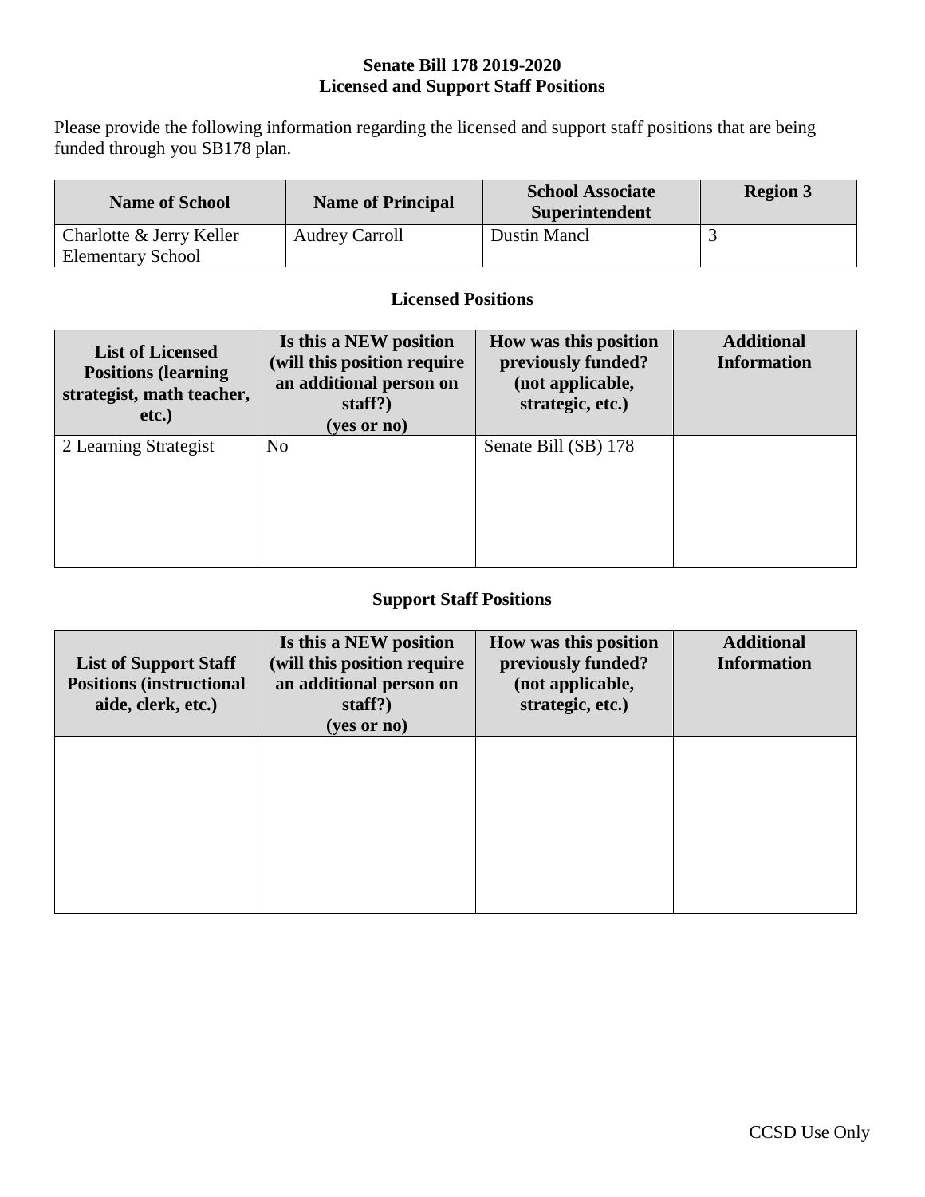# Senate Bill 178 2019-2020
## Licensed and Support Staff Positions

Please provide the following information regarding the licensed and support staff positions that are being funded through you SB178 plan.

| Name of School | Name of Principal | School Associate Superintendent | Region 3 |
|---|---|---|---|
| Charlotte & Jerry Keller Elementary School | Audrey Carroll | Dustin Mancl | 3 |

### Licensed Positions

| List of Licensed Positions (learning strategist, math teacher, etc.) | Is this a NEW position (will this position require an additional person on staff?) (yes or no) | How was this position previously funded? (not applicable, strategic, etc.) | Additional Information |
|---|---|---|---|
| 2 Learning Strategist | No | Senate Bill (SB) 178 | |

### Support Staff Positions

| List of Support Staff Positions (instructional aide, clerk, etc.) | Is this a NEW position (will this position require an additional person on staff?) (yes or no) | How was this position previously funded? (not applicable, strategic, etc.) | Additional Information |
|---|---|---|---|
| | | | |

CCSD Use Only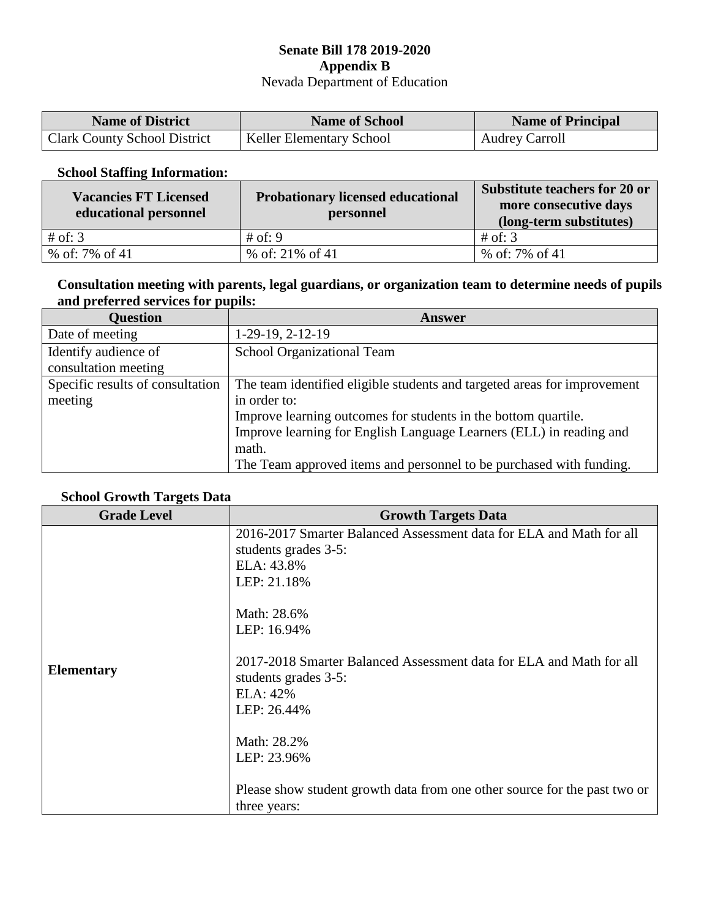**Senate Bill 178 2019-2020**
**Appendix B**
Nevada Department of Education

| Name of District | Name of School | Name of Principal |
|---|---|---|
| Clark County School District | Keller Elementary School | Audrey Carroll |

**School Staffing Information:**

| Vacancies FT Licensed educational personnel | Probationary licensed educational personnel | Substitute teachers for 20 or more consecutive days (long-term substitutes) |
|---|---|---|
| # of: 3 | # of: 9 | # of: 3 |
| % of: 7% of 41 | % of: 21% of 41 | % of: 7% of 41 |

**Consultation meeting with parents, legal guardians, or organization team to determine needs of pupils and preferred services for pupils:**

| Question | Answer |
|---|---|
| Date of meeting | 1-29-19, 2-12-19 |
| Identify audience of consultation meeting | School Organizational Team |
| Specific results of consultation meeting | The team identified eligible students and targeted areas for improvement in order to:<br>Improve learning outcomes for students in the bottom quartile.<br>Improve learning for English Language Learners (ELL) in reading and math.<br>The Team approved items and personnel to be purchased with funding. |

**School Growth Targets Data**

| Grade Level | Growth Targets Data |
|---|---|
| **Elementary** | 2016-2017 Smarter Balanced Assessment data for ELA and Math for all students grades 3-5:<br>ELA: 43.8%<br>LEP: 21.18%<br><br>Math: 28.6%<br>LEP: 16.94%<br><br>2017-2018 Smarter Balanced Assessment data for ELA and Math for all students grades 3-5:<br>ELA: 42%<br>LEP: 26.44%<br><br>Math: 28.2%<br>LEP: 23.96%<br><br>Please show student growth data from one other source for the past two or three years: |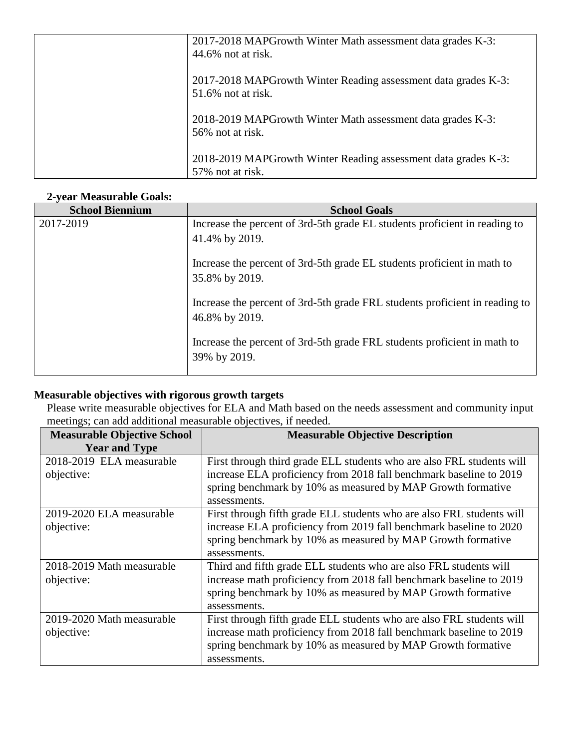| | |
|---|---|
| | 2017-2018 MAPGrowth Winter Math assessment data grades K-3: 44.6% not at risk.<br><br>2017-2018 MAPGrowth Winter Reading assessment data grades K-3: 51.6% not at risk.<br><br>2018-2019 MAPGrowth Winter Math assessment data grades K-3: 56% not at risk.<br><br>2018-2019 MAPGrowth Winter Reading assessment data grades K-3: 57% not at risk. |

**2-year Measurable Goals:**

| School Biennium | School Goals |
|---|---|
| 2017-2019 | Increase the percent of 3rd-5th grade EL students proficient in reading to 41.4% by 2019.<br><br>Increase the percent of 3rd-5th grade EL students proficient in math to 35.8% by 2019.<br><br>Increase the percent of 3rd-5th grade FRL students proficient in reading to 46.8% by 2019.<br><br>Increase the percent of 3rd-5th grade FRL students proficient in math to 39% by 2019. |

**Measurable objectives with rigorous growth targets**

Please write measurable objectives for ELA and Math based on the needs assessment and community input meetings; can add additional measurable objectives, if needed.

| Measurable Objective School Year and Type | Measurable Objective Description |
|---|---|
| 2018-2019 ELA measurable objective: | First through third grade ELL students who are also FRL students will increase ELA proficiency from 2018 fall benchmark baseline to 2019 spring benchmark by 10% as measured by MAP Growth formative assessments. |
| 2019-2020 ELA measurable objective: | First through fifth grade ELL students who are also FRL students will increase ELA proficiency from 2019 fall benchmark baseline to 2020 spring benchmark by 10% as measured by MAP Growth formative assessments. |
| 2018-2019 Math measurable objective: | Third and fifth grade ELL students who are also FRL students will increase math proficiency from 2018 fall benchmark baseline to 2019 spring benchmark by 10% as measured by MAP Growth formative assessments. |
| 2019-2020 Math measurable objective: | First through fifth grade ELL students who are also FRL students will increase math proficiency from 2018 fall benchmark baseline to 2019 spring benchmark by 10% as measured by MAP Growth formative assessments. |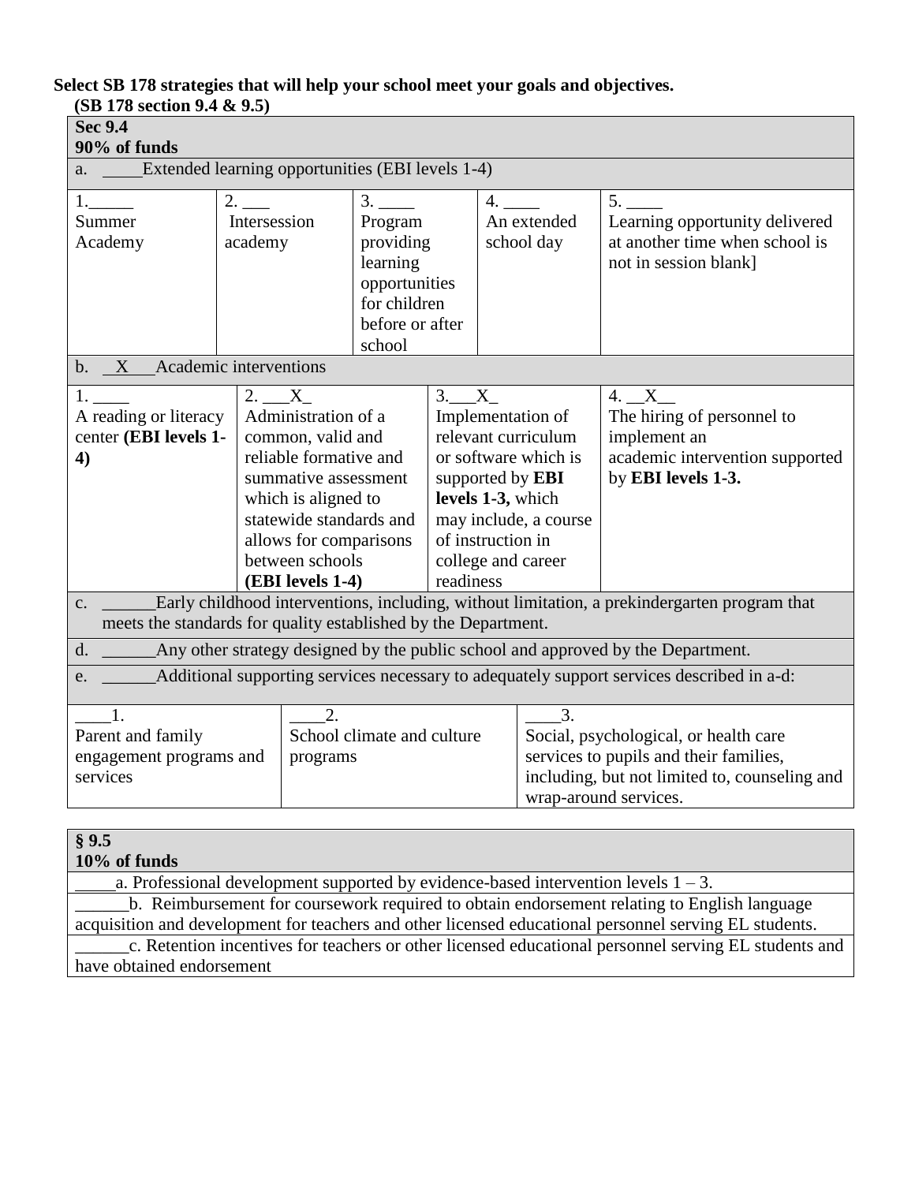**Select SB 178 strategies that will help your school meet your goals and objectives.**
**(SB 178 section 9.4 & 9.5)**

| **Sec 9.4**<br>**90% of funds** | | | | |
|---|---|---|---|---|
| a. ____Extended learning opportunities (EBI levels 1-4) | | | | |
| 1._____<br>Summer Academy | 2. ___<br>Intersession academy | 3. ____<br>Program providing learning opportunities for children before or after school | 4. ____<br>An extended school day | 5. ____<br>Learning opportunity delivered at another time when school is not in session blank] |
| b. __X___Academic interventions | | | | |
| 1. ____<br>A reading or literacy center **(EBI levels 1-4)** | 2. ___X_<br>Administration of a common, valid and reliable formative and summative assessment which is aligned to statewide standards and allows for comparisons between schools **(EBI levels 1-4)** | 3.___X_<br>Implementation of relevant curriculum or software which is supported by **EBI levels 1-3,** which may include, a course of instruction in college and career readiness | 4. __X__<br>The hiring of personnel to implement an academic intervention supported by **EBI levels 1-3.** | |
| c. ______Early childhood interventions, including, without limitation, a prekindergarten program that meets the standards for quality established by the Department. | | | | |
| d. ______Any other strategy designed by the public school and approved by the Department. | | | | |
| e. ______Additional supporting services necessary to adequately support services described in a-d: | | | | |
| ____1.<br>Parent and family engagement programs and services | ____2.<br>School climate and culture programs | ____3.<br>Social, psychological, or health care services to pupils and their families, including, but not limited to, counseling and wrap-around services. | | |

| **§ 9.5**<br>**10% of funds** |
|---|
| ____a. Professional development supported by evidence-based intervention levels 1 – 3. |
| ______b. Reimbursement for coursework required to obtain endorsement relating to English language acquisition and development for teachers and other licensed educational personnel serving EL students. |
| ______c. Retention incentives for teachers or other licensed educational personnel serving EL students and have obtained endorsement |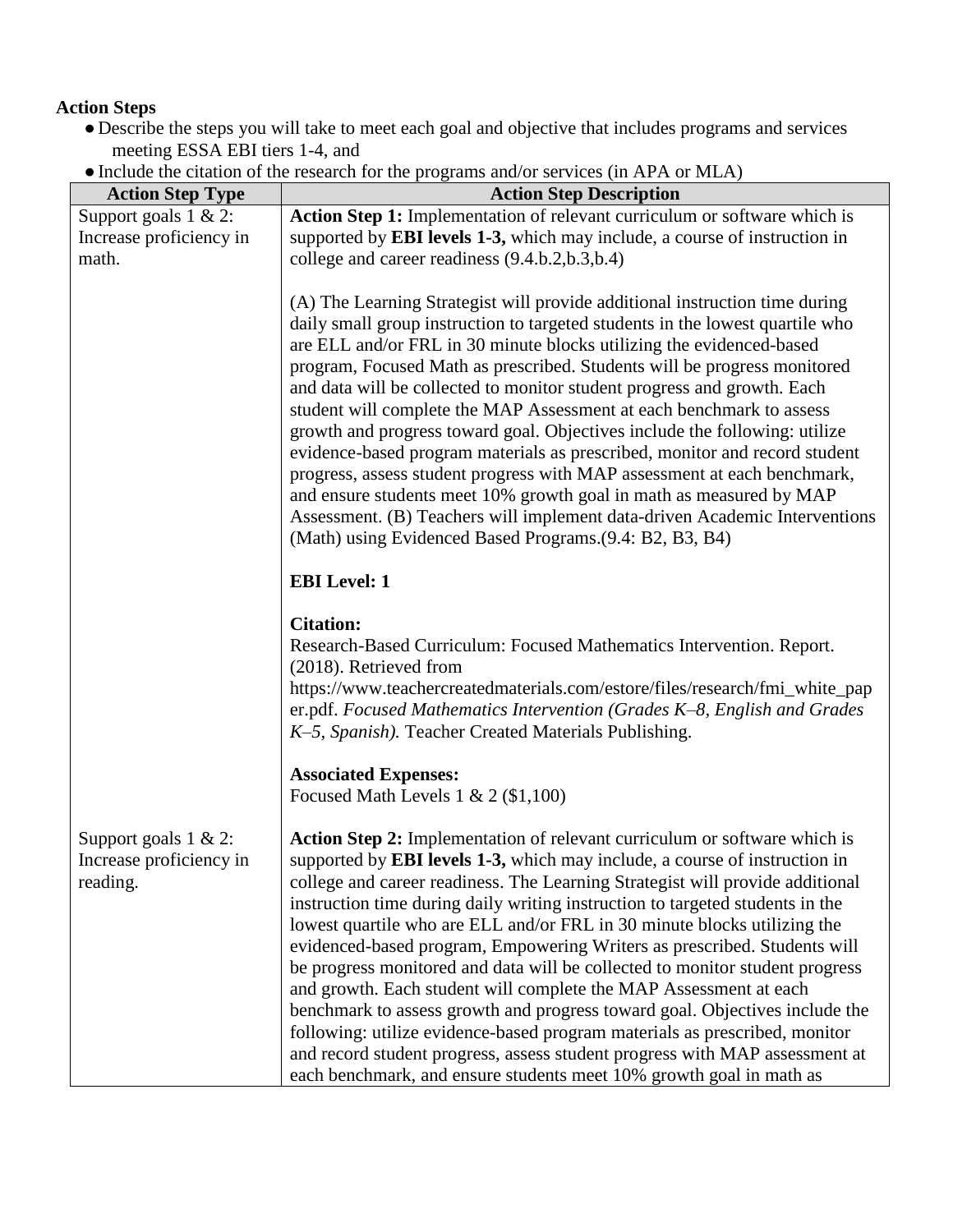**Action Steps**

- Describe the steps you will take to meet each goal and objective that includes programs and services meeting ESSA EBI tiers 1-4, and
- Include the citation of the research for the programs and/or services (in APA or MLA)

| Action Step Type | Action Step Description |
|---|---|
| Support goals 1 & 2: Increase proficiency in math. | **Action Step 1:** Implementation of relevant curriculum or software which is supported by **EBI levels 1-3,** which may include, a course of instruction in college and career readiness (9.4.b.2,b.3,b.4)<br><br>(A) The Learning Strategist will provide additional instruction time during daily small group instruction to targeted students in the lowest quartile who are ELL and/or FRL in 30 minute blocks utilizing the evidenced-based program, Focused Math as prescribed. Students will be progress monitored and data will be collected to monitor student progress and growth. Each student will complete the MAP Assessment at each benchmark to assess growth and progress toward goal. Objectives include the following: utilize evidence-based program materials as prescribed, monitor and record student progress, assess student progress with MAP assessment at each benchmark, and ensure students meet 10% growth goal in math as measured by MAP Assessment. (B) Teachers will implement data-driven Academic Interventions (Math) using Evidenced Based Programs.(9.4: B2, B3, B4)<br><br>**EBI Level: 1**<br><br>**Citation:**<br>Research-Based Curriculum: Focused Mathematics Intervention. Report. (2018). Retrieved from https://www.teachercreatedmaterials.com/estore/files/research/fmi_white_paper.pdf. *Focused Mathematics Intervention (Grades K–8, English and Grades K–5, Spanish).* Teacher Created Materials Publishing.<br><br>**Associated Expenses:**<br>Focused Math Levels 1 & 2 ($1,100) |
| Support goals 1 & 2: Increase proficiency in reading. | **Action Step 2:** Implementation of relevant curriculum or software which is supported by **EBI levels 1-3,** which may include, a course of instruction in college and career readiness. The Learning Strategist will provide additional instruction time during daily writing instruction to targeted students in the lowest quartile who are ELL and/or FRL in 30 minute blocks utilizing the evidenced-based program, Empowering Writers as prescribed. Students will be progress monitored and data will be collected to monitor student progress and growth. Each student will complete the MAP Assessment at each benchmark to assess growth and progress toward goal. Objectives include the following: utilize evidence-based program materials as prescribed, monitor and record student progress, assess student progress with MAP assessment at each benchmark, and ensure students meet 10% growth goal in math as |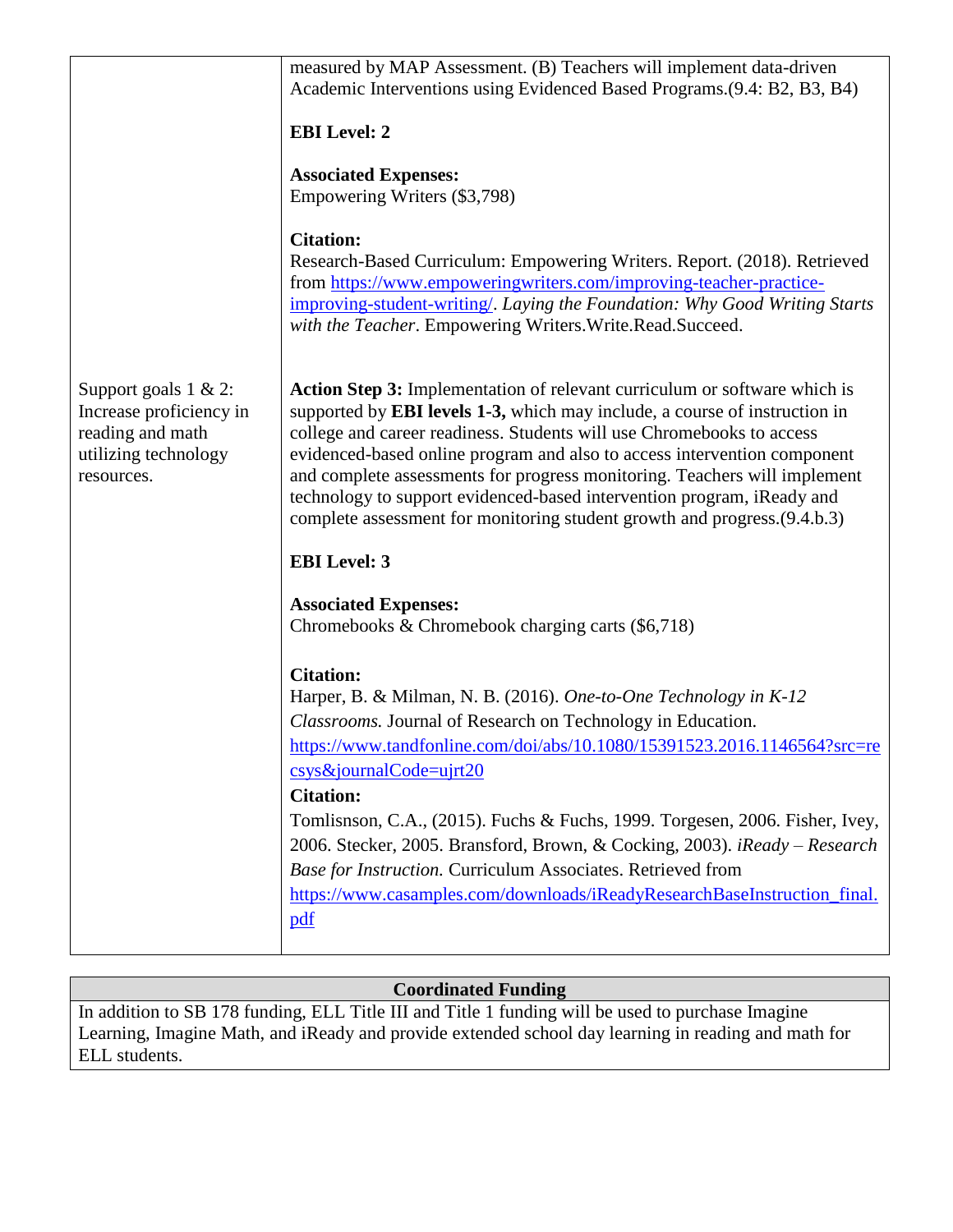| | |
|---|---|
| | measured by MAP Assessment. (B) Teachers will implement data-driven Academic Interventions using Evidenced Based Programs.(9.4: B2, B3, B4)<br><br>**EBI Level: 2**<br><br>**Associated Expenses:**<br>Empowering Writers ($3,798)<br><br>**Citation:**<br>Research-Based Curriculum: Empowering Writers. Report. (2018). Retrieved from [https://www.empoweringwriters.com/improving-teacher-practice-improving-student-writing/](https://www.empoweringwriters.com/improving-teacher-practice-improving-student-writing/). *Laying the Foundation: Why Good Writing Starts with the Teacher*. Empowering Writers.Write.Read.Succeed. |
| Support goals 1 & 2: Increase proficiency in reading and math utilizing technology resources. | **Action Step 3:** Implementation of relevant curriculum or software which is supported by **EBI levels 1-3,** which may include, a course of instruction in college and career readiness. Students will use Chromebooks to access evidenced-based online program and also to access intervention component and complete assessments for progress monitoring. Teachers will implement technology to support evidenced-based intervention program, iReady and complete assessment for monitoring student growth and progress.(9.4.b.3)<br><br>**EBI Level: 3**<br><br>**Associated Expenses:**<br>Chromebooks & Chromebook charging carts ($6,718)<br><br>**Citation:**<br>Harper, B. & Milman, N. B. (2016). *One-to-One Technology in K-12 Classrooms.* Journal of Research on Technology in Education. [https://www.tandfonline.com/doi/abs/10.1080/15391523.2016.1146564?src=recsys&journalCode=ujrt20](https://www.tandfonline.com/doi/abs/10.1080/15391523.2016.1146564?src=recsys&journalCode=ujrt20)<br>**Citation:**<br>Tomlisnson, C.A., (2015). Fuchs & Fuchs, 1999. Torgesen, 2006. Fisher, Ivey, 2006. Stecker, 2005. Bransford, Brown, & Cocking, 2003). *iReady – Research Base for Instruction.* Curriculum Associates. Retrieved from [https://www.casamples.com/downloads/iReadyResearchBaseInstruction_final.pdf](https://www.casamples.com/downloads/iReadyResearchBaseInstruction_final.pdf) |

| **Coordinated Funding** |
|---|
| In addition to SB 178 funding, ELL Title III and Title 1 funding will be used to purchase Imagine Learning, Imagine Math, and iReady and provide extended school day learning in reading and math for ELL students. |